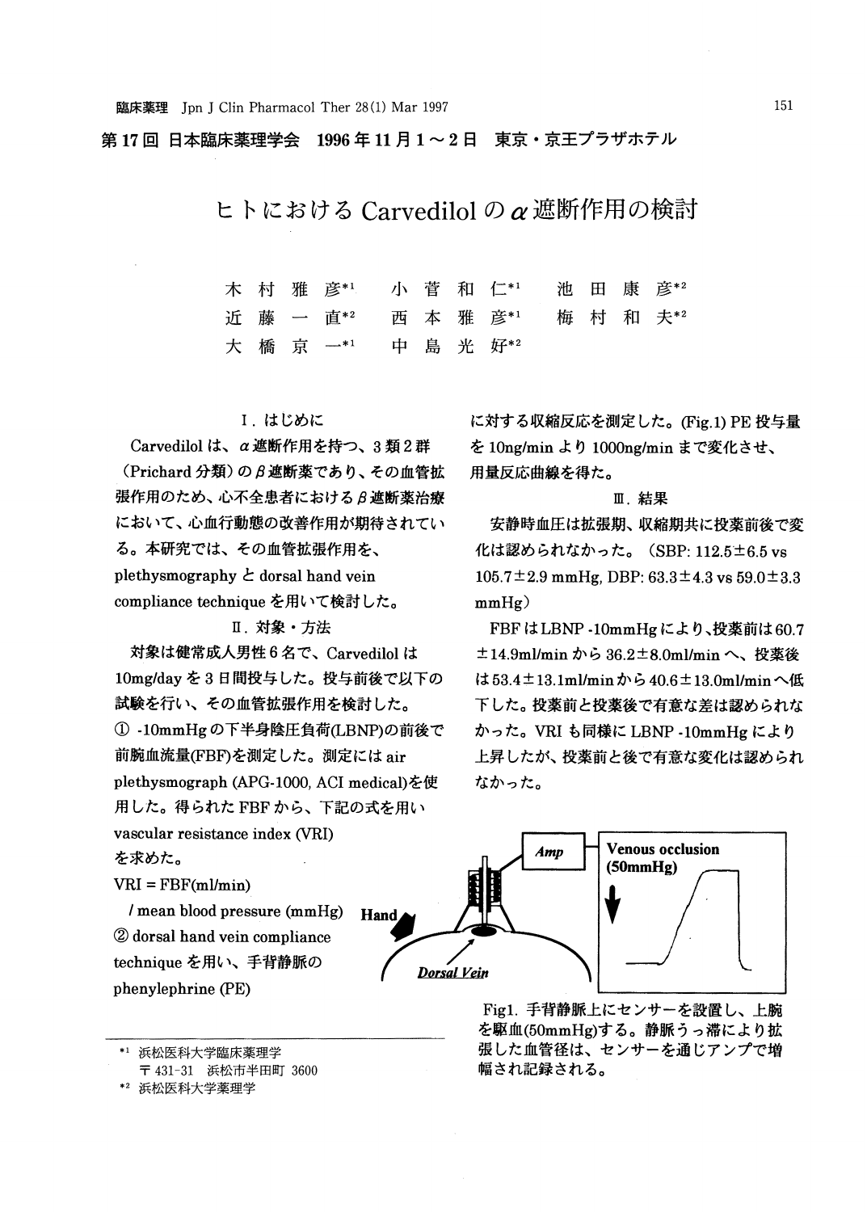第17回 日本臨床薬理学会 1996年11月1～2日 東京・京王プラザホテル

# ヒトにおけるCarvedilolのα遮断作用の検討

木村雅彦[*1] 小菅和仁[*1] 池田康彦[*2]
近藤一直[*2] 西本雅彦[*1] 梅村和夫[*2]
大橋京一[*1] 中島光好[*2]

## I. はじめに

Carvedilolは、α遮断作用を持つ、3類2群（Prichard分類）のβ遮断薬であり、その血管拡張作用のため、心不全患者におけるβ遮断薬治療において、心血行動態の改善作用が期待されている。本研究では、その血管拡張作用を、plethysmographyとdorsal hand vein compliance techniqueを用いて検討した。

## II. 対象・方法

対象は健常成人男性6名で、Carvedilolは10mg/dayを3日間投与した。投与前後で以下の試験を行い、その血管拡張作用を検討した。

① -10mmHgの下半身陰圧負荷(LBNP)の前後で前腕血流量(FBF)を測定した。測定にはair plethysmograph (APG-1000, ACI medical)を使用した。得られたFBFから、下記の式を用いvascular resistance index (VRI)を求めた。

VRI = FBF(ml/min) / mean blood pressure (mmHg)

② dorsal hand vein compliance techniqueを用い、手背静脈のphenylephrine (PE)に対する収縮反応を測定した。(Fig.1) PE投与量を10ng/minより1000ng/minまで変化させ、用量反応曲線を得た。

## III. 結果

安静時血圧は拡張期、収縮期共に投薬前後で変化は認められなかった。（SBP: 112.5±6.5 vs 105.7±2.9 mmHg, DBP: 63.3±4.3 vs 59.0±3.3 mmHg）

FBFはLBNP -10mmHgにより、投薬前は60.7±14.9ml/minから36.2±8.0ml/minへ、投薬後は53.4±13.1ml/minから40.6±13.0ml/minへ低下した。投薬前と投薬後で有意な差は認められなかった。VRIも同様にLBNP -10mmHgにより上昇したが、投薬前と後で有意な変化は認められなかった。

Amp / Venous occlusion (50mmHg) / Hand / Dorsal Vein

Fig1. 手背静脈上にセンサーを設置し、上腕を駆血(50mmHg)する。静脈うっ滞により拡張した血管径は、センサーを通じアンプで増幅され記録される。

---

*1 浜松医科大学臨床薬理学 〒431-31 浜松市半田町 3600

*2 浜松医科大学薬理学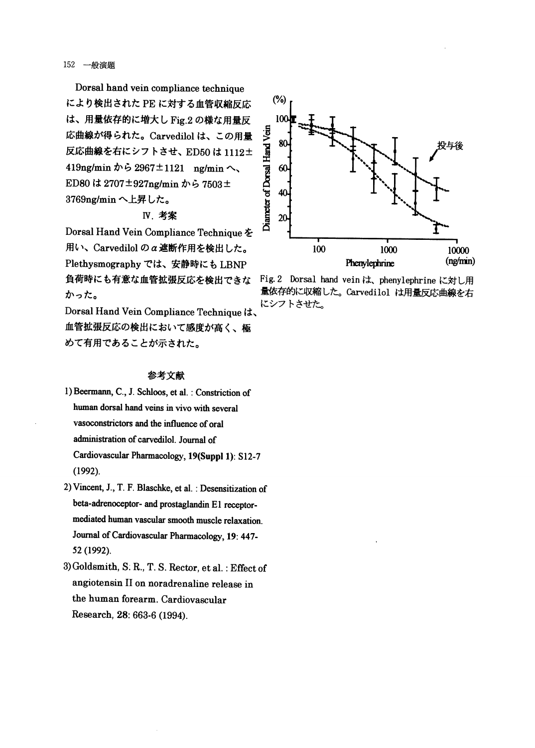Dorsal hand vein compliance technique により検出された PE に対する血管収縮反応は、用量依存的に増大し Fig.2 の様な用量反応曲線が得られた。Carvedilol は、この用量反応曲線を右にシフトさせ、ED50 は 1112±419ng/min から 2967±1121 ng/min へ、ED80 は 2707±927ng/min から 7503±3769ng/min へ上昇した。

### IV. 考案

Dorsal Hand Vein Compliance Technique を用い、Carvedilol の α 遮断作用を検出した。Plethysmography では、安静時にも LBNP 負荷時にも有意な血管拡張反応を検出できなかった。

Dorsal Hand Vein Compliance Technique は、血管拡張反応の検出において感度が高く、極めて有用であることが示された。

(%)
100
80
60
40
20
Diameter of Dorsal Hand Vein
100
1000
10000
Phenylephrine
(ng/min)
投与後

Fig. 2 Dorsal hand vein は、phenylephrine に対し用量依存的に収縮した。Carvedilol は用量反応曲線を右にシフトさせた。

### 参考文献

1) Beermann, C., J. Schloos, et al. : Constriction of human dorsal hand veins in vivo with several vasoconstrictors and the influence of oral administration of carvedilol. Journal of Cardiovascular Pharmacology, **19(Suppl 1)**: S12-7 (1992).
2) Vincent, J., T. F. Blaschke, et al. : Desensitization of beta-adrenoceptor- and prostaglandin E1 receptor-mediated human vascular smooth muscle relaxation. Journal of Cardiovascular Pharmacology, **19**: 447-52 (1992).
3) Goldsmith, S. R., T. S. Rector, et al. : Effect of angiotensin II on noradrenaline release in the human forearm. Cardiovascular Research, **28**: 663-6 (1994).